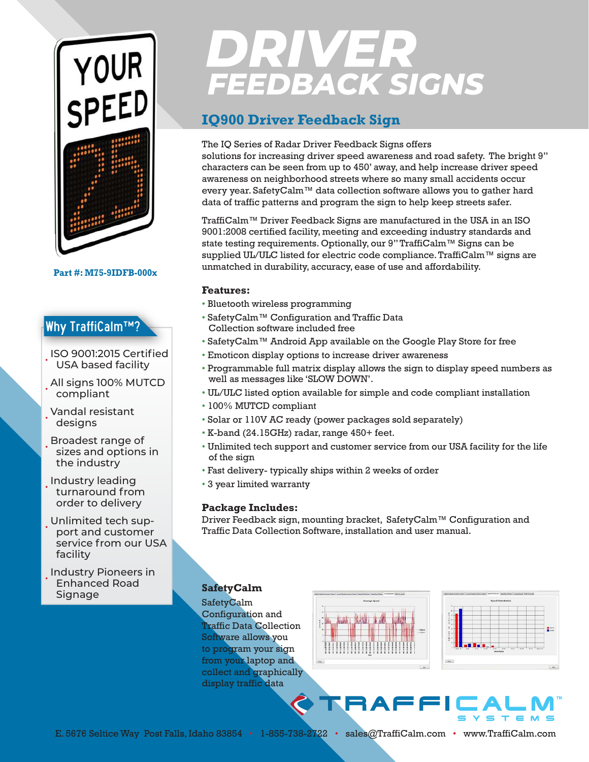# DRIVER FEEDBACK SIGNS

## IQ900 Driver Feedback Sign

**Part #: M75-9IDFB-000x**

The IQ Series of Radar Driver Feedback Signs offers solutions for increasing driver speed awareness and road safety. The bright 9" characters can be seen from up to 450' away, and help increase driver speed awareness on neighborhood streets where so many small accidents occur every year. SafetyCalm™ data collection software allows you to gather hard data of traffic patterns and program the sign to help keep streets safer.

TraffiCalm™ Driver Feedback Signs are manufactured in the USA in an ISO 9001:2008 certified facility, meeting and exceeding industry standards and state testing requirements. Optionally, our 9" TraffiCalm™ Signs can be supplied UL/ULC listed for electric code compliance. TraffiCalm™ signs are unmatched in durability, accuracy, ease of use and affordability.

### Why TraffiCalm™?

- ISO 9001:2015 Certified USA based facility
- All signs 100% MUTCD compliant
- Vandal resistant designs
- Broadest range of sizes and options in the industry
- Industry leading turnaround from order to delivery
- Unlimited tech support and customer service from our USA facility
- Industry Pioneers in Enhanced Road Signage

### Features:

- Bluetooth wireless programming
- SafetyCalm™ Configuration and Traffic Data Collection software included free
- SafetyCalm™ Android App available on the Google Play Store for free
- Emoticon display options to increase driver awareness
- Programmable full matrix display allows the sign to display speed numbers as well as messages like 'SLOW DOWN'.
- UL/ULC listed option available for simple and code compliant installation
- 100% MUTCD compliant
- Solar or 110V AC ready (power packages sold separately)
- K-band (24.15GHz) radar, range 450+ feet.
- Unlimited tech support and customer service from our USA facility for the life of the sign
- Fast delivery- typically ships within 2 weeks of order
- 3 year limited warranty

### Package Includes:

Driver Feedback sign, mounting bracket, SafetyCalm™ Configuration and Traffic Data Collection Software, installation and user manual.

### SafetyCalm

SafetyCalm Configuration and Traffic Data Collection Software allows you to program your sign from your laptop and collect and graphically display traffic data

TRAFFICALM™ SYSTEMS

E. 5676 Seltice Way Post Falls, Idaho 83854 • 1-855-738-2722 • sales@TraffiCalm.com • www.TraffiCalm.com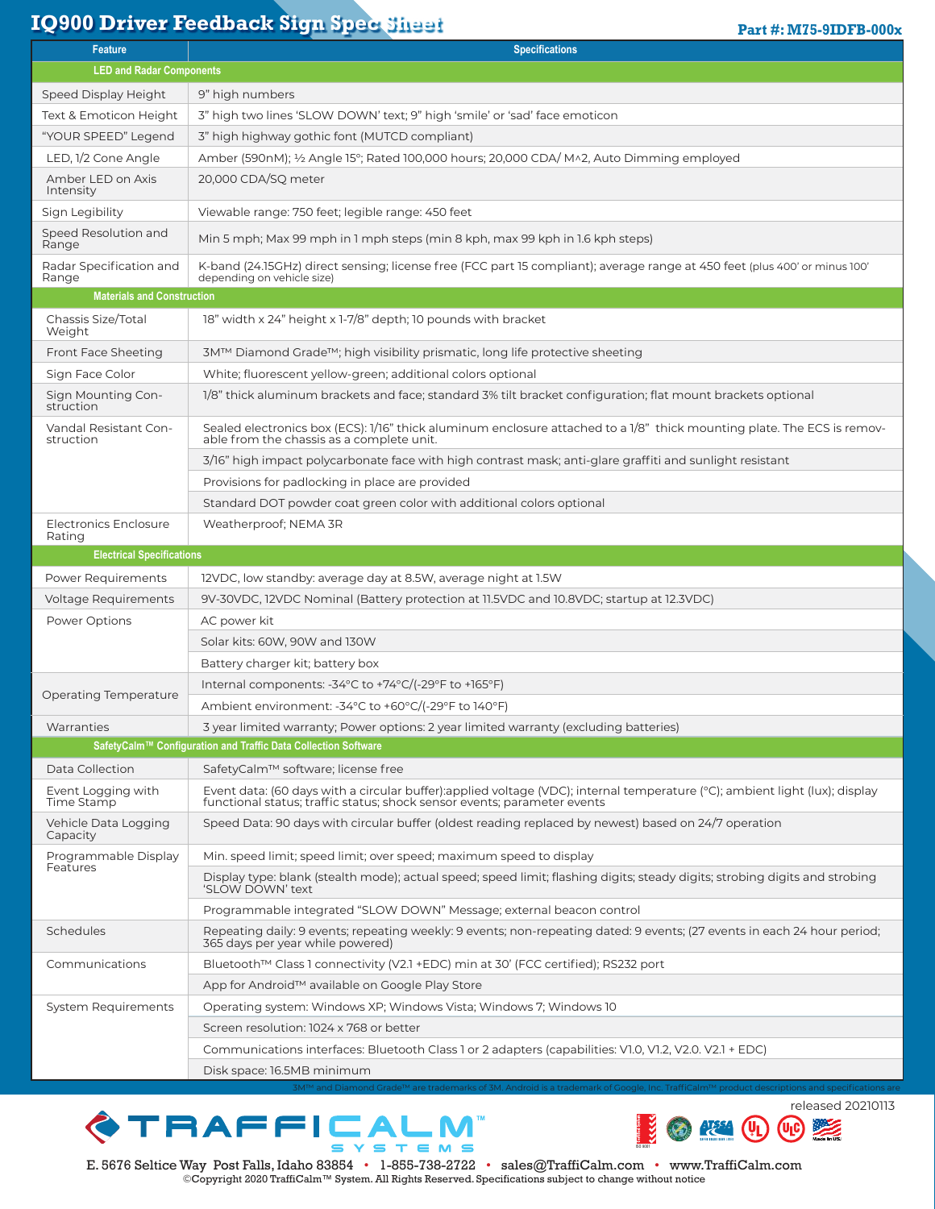# IQ900 Driver Feedback Sign Spec Sheet

**Part #: M75-9IDFB-000x**

| Feature | Specifications |
|---|---|
| **LED and Radar Components** | |
| Speed Display Height | 9" high numbers |
| Text & Emoticon Height | 3" high two lines 'SLOW DOWN' text; 9" high 'smile' or 'sad' face emoticon |
| "YOUR SPEED" Legend | 3" high highway gothic font (MUTCD compliant) |
| LED, 1/2 Cone Angle | Amber (590nM); ½ Angle 15°; Rated 100,000 hours; 20,000 CDA/ M^2, Auto Dimming employed |
| Amber LED on Axis Intensity | 20,000 CDA/SQ meter |
| Sign Legibility | Viewable range: 750 feet; legible range: 450 feet |
| Speed Resolution and Range | Min 5 mph; Max 99 mph in 1 mph steps (min 8 kph, max 99 kph in 1.6 kph steps) |
| Radar Specification and Range | K-band (24.15GHz) direct sensing; license free (FCC part 15 compliant); average range at 450 feet (plus 400' or minus 100' depending on vehicle size) |
| **Materials and Construction** | |
| Chassis Size/Total Weight | 18" width x 24" height x 1-7/8" depth; 10 pounds with bracket |
| Front Face Sheeting | 3M™ Diamond Grade™; high visibility prismatic, long life protective sheeting |
| Sign Face Color | White; fluorescent yellow-green; additional colors optional |
| Sign Mounting Construction | 1/8" thick aluminum brackets and face; standard 3% tilt bracket configuration; flat mount brackets optional |
| Vandal Resistant Construction | Sealed electronics box (ECS): 1/16" thick aluminum enclosure attached to a 1/8" thick mounting plate. The ECS is removable from the chassis as a complete unit. |
| | 3/16" high impact polycarbonate face with high contrast mask; anti-glare graffiti and sunlight resistant |
| | Provisions for padlocking in place are provided |
| | Standard DOT powder coat green color with additional colors optional |
| Electronics Enclosure Rating | Weatherproof; NEMA 3R |
| **Electrical Specifications** | |
| Power Requirements | 12VDC, low standby: average day at 8.5W, average night at 1.5W |
| Voltage Requirements | 9V-30VDC, 12VDC Nominal (Battery protection at 11.5VDC and 10.8VDC; startup at 12.3VDC) |
| Power Options | AC power kit |
| | Solar kits: 60W, 90W and 130W |
| | Battery charger kit; battery box |
| Operating Temperature | Internal components: -34°C to +74°C/(-29°F to +165°F) |
| | Ambient environment: -34°C to +60°C/(-29°F to 140°F) |
| Warranties | 3 year limited warranty; Power options: 2 year limited warranty (excluding batteries) |
| **SafetyCalm™ Configuration and Traffic Data Collection Software** | |
| Data Collection | SafetyCalm™ software; license free |
| Event Logging with Time Stamp | Event data: (60 days with a circular buffer):applied voltage (VDC); internal temperature (°C); ambient light (lux); display functional status; traffic status; shock sensor events; parameter events |
| Vehicle Data Logging Capacity | Speed Data: 90 days with circular buffer (oldest reading replaced by newest) based on 24/7 operation |
| Programmable Display Features | Min. speed limit; speed limit; over speed; maximum speed to display |
| | Display type: blank (stealth mode); actual speed; speed limit; flashing digits; steady digits; strobing digits and strobing 'SLOW DOWN' text |
| | Programmable integrated "SLOW DOWN" Message; external beacon control |
| Schedules | Repeating daily: 9 events; repeating weekly: 9 events; non-repeating dated: 9 events; (27 events in each 24 hour period; 365 days per year while powered) |
| Communications | Bluetooth™ Class 1 connectivity (V2.1 +EDC) min at 30' (FCC certified); RS232 port |
| | App for Android™ available on Google Play Store |
| System Requirements | Operating system: Windows XP; Windows Vista; Windows 7; Windows 10 |
| | Screen resolution: 1024 x 768 or better |
| | Communications interfaces: Bluetooth Class 1 or 2 adapters (capabilities: V1.0, V1.2, V2.0. V2.1 + EDC) |
| | Disk space: 16.5MB minimum |

3M™ and Diamond Grade™ are trademarks of 3M. Android is a trademark of Google, Inc. TraffiCalm™ product descriptions and specifications are

released 20210113

TRAFFICALM™ SYSTEMS

E. 5676 Seltice Way Post Falls, Idaho 83854 • 1-855-738-2722 • sales@TraffiCalm.com • www.TraffiCalm.com

©Copyright 2020 TraffiCalm™ System. All Rights Reserved. Specifications subject to change without notice